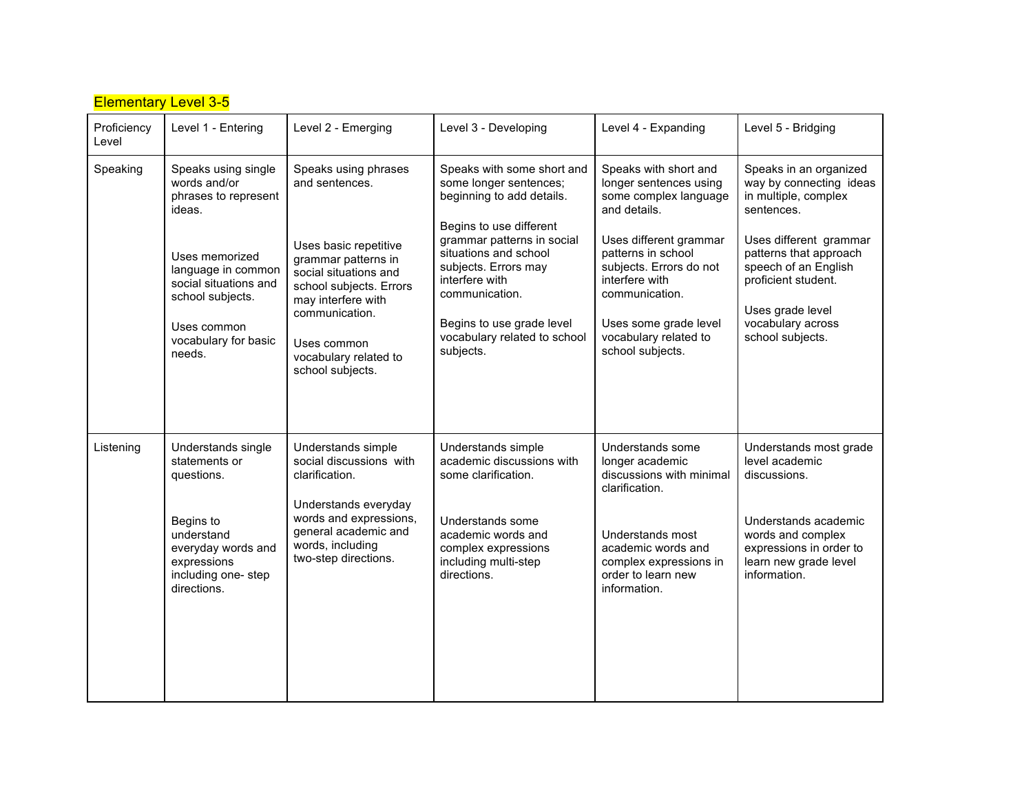Elementary Level 3-5

| Proficiency Level | Level 1 - Entering | Level 2 - Emerging | Level 3 - Developing | Level 4 - Expanding | Level 5 - Bridging |
|---|---|---|---|---|---|
| Speaking | Speaks using single words and/or phrases to represent ideas.<br><br>Uses memorized language in common social situations and school subjects.<br><br>Uses common vocabulary for basic needs. | Speaks using phrases and sentences.<br><br>Uses basic repetitive grammar patterns in social situations and school subjects. Errors may interfere with communication.<br><br>Uses common vocabulary related to school subjects. | Speaks with some short and some longer sentences; beginning to add details.<br><br>Begins to use different grammar patterns in social situations and school subjects. Errors may interfere with communication.<br><br>Begins to use grade level vocabulary related to school subjects. | Speaks with short and longer sentences using some complex language and details.<br><br>Uses different grammar patterns in school subjects. Errors do not interfere with communication.<br><br>Uses some grade level vocabulary related to school subjects. | Speaks in an organized way by connecting ideas in multiple, complex sentences.<br><br>Uses different grammar patterns that approach speech of an English proficient student.<br><br>Uses grade level vocabulary across school subjects. |
| Listening | Understands single statements or questions.<br><br>Begins to understand everyday words and expressions including one- step directions. | Understands simple social discussions with clarification.<br><br>Understands everyday words and expressions, general academic and words, including two-step directions. | Understands simple academic discussions with some clarification.<br><br>Understands some academic words and complex expressions including multi-step directions. | Understands some longer academic discussions with minimal clarification.<br><br>Understands most academic words and complex expressions in order to learn new information. | Understands most grade level academic discussions.<br><br>Understands academic words and complex expressions in order to learn new grade level information. |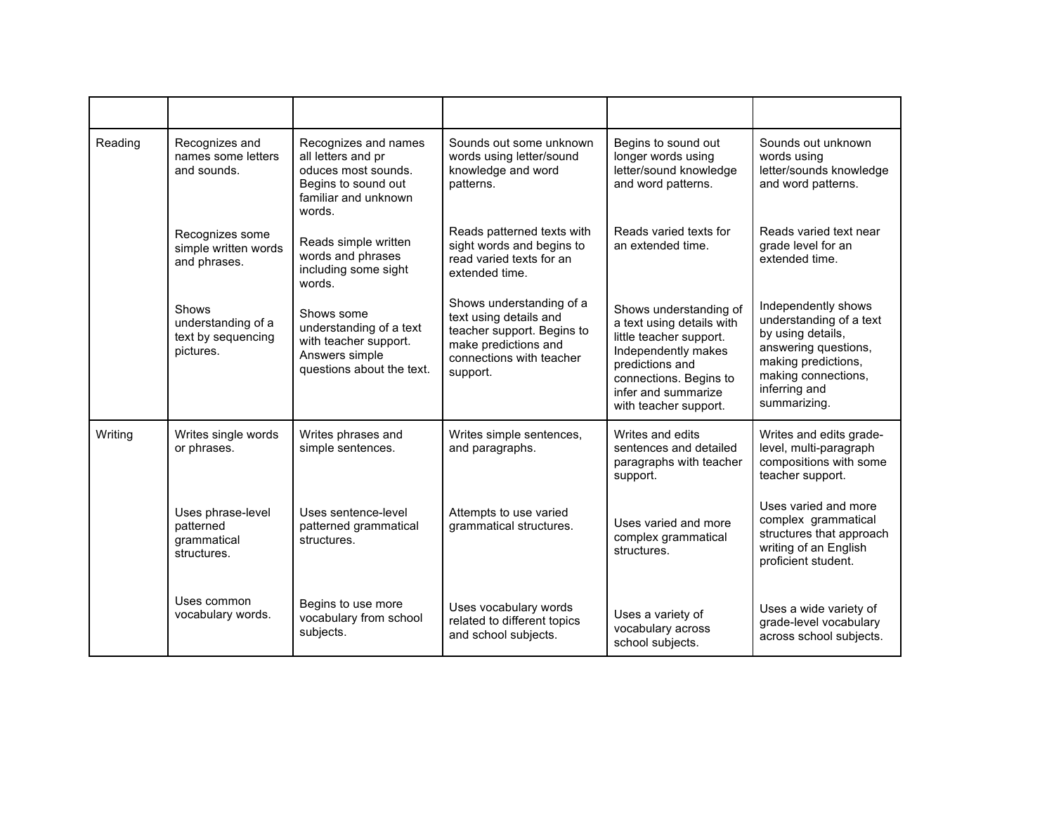| | | | | | |
|---|---|---|---|---|---|
| Reading | Recognizes and names some letters and sounds.<br><br>Recognizes some simple written words and phrases.<br><br>Shows understanding of a text by sequencing pictures. | Recognizes and names all letters and pr oduces most sounds. Begins to sound out familiar and unknown words.<br><br>Reads simple written words and phrases including some sight words.<br><br>Shows some understanding of a text with teacher support. Answers simple questions about the text. | Sounds out some unknown words using letter/sound knowledge and word patterns.<br><br>Reads patterned texts with sight words and begins to read varied texts for an extended time.<br><br>Shows understanding of a text using details and teacher support. Begins to make predictions and connections with teacher support. | Begins to sound out longer words using letter/sound knowledge and word patterns.<br><br>Reads varied texts for an extended time.<br><br>Shows understanding of a text using details with little teacher support. Independently makes predictions and connections. Begins to infer and summarize with teacher support. | Sounds out unknown words using letter/sounds knowledge and word patterns.<br><br>Reads varied text near grade level for an extended time.<br><br>Independently shows understanding of a text by using details, answering questions, making predictions, making connections, inferring and summarizing. |
| Writing | Writes single words or phrases.<br><br>Uses phrase-level patterned grammatical structures.<br><br>Uses common vocabulary words. | Writes phrases and simple sentences.<br><br>Uses sentence-level patterned grammatical structures.<br><br>Begins to use more vocabulary from school subjects. | Writes simple sentences, and paragraphs.<br><br>Attempts to use varied grammatical structures.<br><br>Uses vocabulary words related to different topics and school subjects. | Writes and edits sentences and detailed paragraphs with teacher support.<br><br>Uses varied and more complex grammatical structures.<br><br>Uses a variety of vocabulary across school subjects. | Writes and edits grade-level, multi-paragraph compositions with some teacher support.<br><br>Uses varied and more complex grammatical structures that approach writing of an English proficient student.<br><br>Uses a wide variety of grade-level vocabulary across school subjects. |